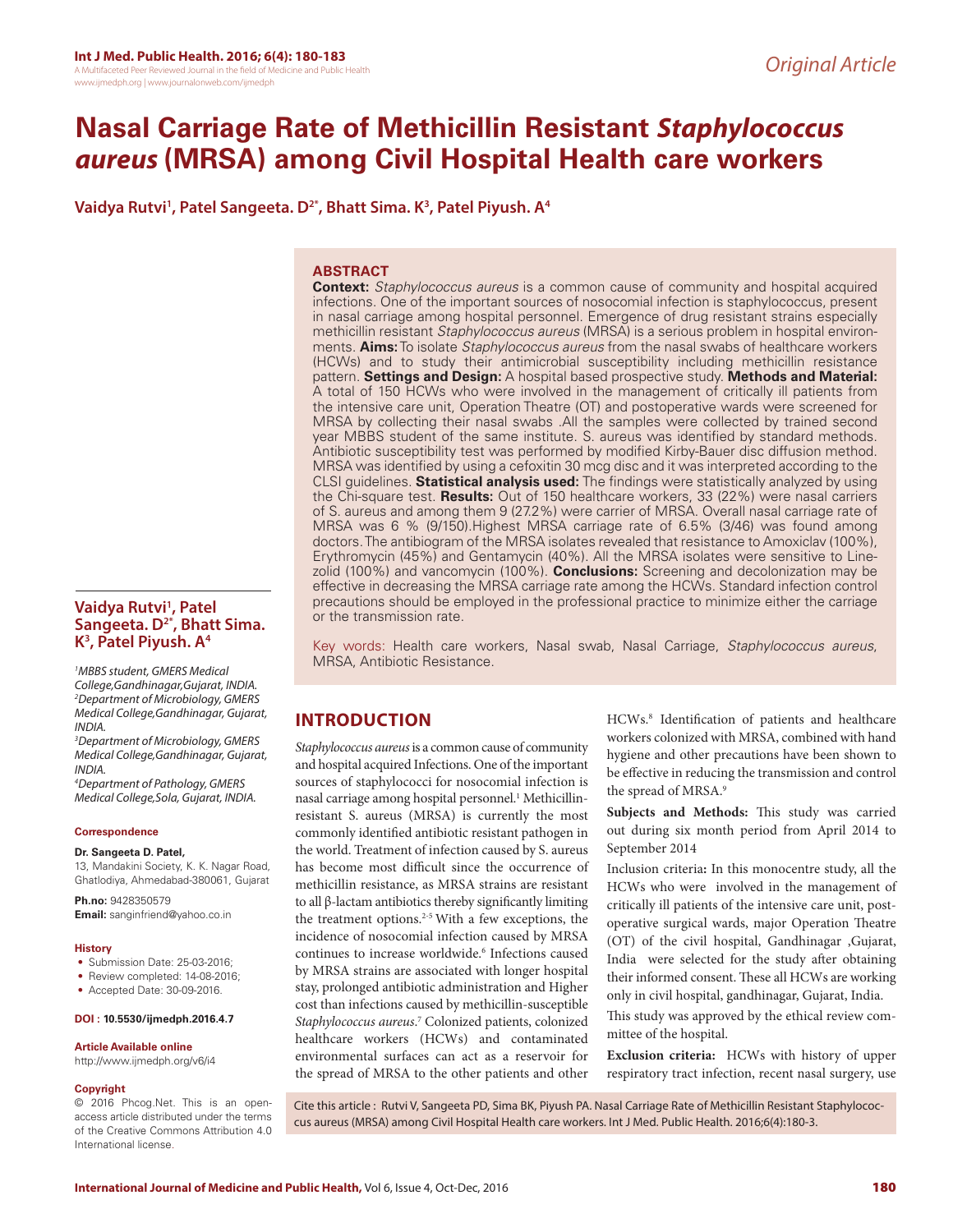Original Article

# Nasal Carriage Rate of Methicillin Resistant *Staphylococcus aureus* (MRSA) among Civil Hospital Health care workers

**Vaidya Rutvi[1], Patel Sangeeta. D[2*], Bhatt Sima. K[3], Patel Piyush. A[4]**

## ABSTRACT

**Context:** *Staphylococcus aureus* is a common cause of community and hospital acquired infections. One of the important sources of nosocomial infection is staphylococcus, present in nasal carriage among hospital personnel. Emergence of drug resistant strains especially methicillin resistant *Staphylococcus aureus* (MRSA) is a serious problem in hospital environments. **Aims:** To isolate *Staphylococcus aureus* from the nasal swabs of healthcare workers (HCWs) and to study their antimicrobial susceptibility including methicillin resistance pattern. **Settings and Design:** A hospital based prospective study. **Methods and Material:** A total of 150 HCWs who were involved in the management of critically ill patients from the intensive care unit, Operation Theatre (OT) and postoperative wards were screened for MRSA by collecting their nasal swabs .All the samples were collected by trained second year MBBS student of the same institute. S. aureus was identified by standard methods. Antibiotic susceptibility test was performed by modified Kirby-Bauer disc diffusion method. MRSA was identified by using a cefoxitin 30 mcg disc and it was interpreted according to the CLSI guidelines. **Statistical analysis used:** The findings were statistically analyzed by using the Chi-square test. **Results:** Out of 150 healthcare workers, 33 (22%) were nasal carriers of S. aureus and among them 9 (27.2%) were carrier of MRSA. Overall nasal carriage rate of MRSA was 6 % (9/150).Highest MRSA carriage rate of 6.5% (3/46) was found among doctors. The antibiogram of the MRSA isolates revealed that resistance to Amoxiclav (100%), Erythromycin (45%) and Gentamycin (40%). All the MRSA isolates were sensitive to Linezolid (100%) and vancomycin (100%). **Conclusions:** Screening and decolonization may be effective in decreasing the MRSA carriage rate among the HCWs. Standard infection control precautions should be employed in the professional practice to minimize either the carriage or the transmission rate.

Key words: Health care workers, Nasal swab, Nasal Carriage, *Staphylococcus aureus*, MRSA, Antibiotic Resistance.

**Vaidya Rutvi[1], Patel Sangeeta. D[2*], Bhatt Sima. K[3], Patel Piyush. A[4]**

[1]*MBBS student, GMERS Medical College,Gandhinagar,Gujarat, INDIA.*
[2]*Department of Microbiology, GMERS Medical College,Gandhinagar, Gujarat, INDIA.*
[3]*Department of Microbiology, GMERS Medical College,Gandhinagar, Gujarat, INDIA.*
[4]*Department of Pathology, GMERS Medical College,Sola, Gujarat, INDIA.*

**Correspondence**

**Dr. Sangeeta D. Patel,**
13, Mandakini Society, K. K. Nagar Road, Ghatlodiya, Ahmedabad-380061, Gujarat

**Ph.no:** 9428350579
**Email:** sanginfriend@yahoo.co.in

**History**

- Submission Date: 25-03-2016;
- Review completed: 14-08-2016;
- Accepted Date: 30-09-2016.

**DOI : 10.5530/ijmedph.2016.4.7**

**Article Available online**
http://www.ijmedph.org/v6/i4

**Copyright**
© 2016 Phcog.Net. This is an open-access article distributed under the terms of the Creative Commons Attribution 4.0 International license.

## INTRODUCTION

*Staphylococcus aureus* is a common cause of community and hospital acquired Infections. One of the important sources of staphylococci for nosocomial infection is nasal carriage among hospital personnel.[1] Methicillin-resistant S. aureus (MRSA) is currently the most commonly identified antibiotic resistant pathogen in the world. Treatment of infection caused by S. aureus has become most difficult since the occurrence of methicillin resistance, as MRSA strains are resistant to all β-lactam antibiotics thereby significantly limiting the treatment options.[2-5] With a few exceptions, the incidence of nosocomial infection caused by MRSA continues to increase worldwide.[6] Infections caused by MRSA strains are associated with longer hospital stay, prolonged antibiotic administration and Higher cost than infections caused by methicillin-susceptible *Staphylococcus aureus*.[7] Colonized patients, colonized healthcare workers (HCWs) and contaminated environmental surfaces can act as a reservoir for the spread of MRSA to the other patients and other HCWs.[8] Identification of patients and healthcare workers colonized with MRSA, combined with hand hygiene and other precautions have been shown to be effective in reducing the transmission and control the spread of MRSA.[9]

**Subjects and Methods:** This study was carried out during six month period from April 2014 to September 2014

Inclusion criteria**:** In this monocentre study, all the HCWs who were involved in the management of critically ill patients of the intensive care unit, post-operative surgical wards, major Operation Theatre (OT) of the civil hospital, Gandhinagar ,Gujarat, India were selected for the study after obtaining their informed consent. These all HCWs are working only in civil hospital, gandhinagar, Gujarat, India.

This study was approved by the ethical review committee of the hospital.

**Exclusion criteria:** HCWs with history of upper respiratory tract infection, recent nasal surgery, use

Cite this article : Rutvi V, Sangeeta PD, Sima BK, Piyush PA. Nasal Carriage Rate of Methicillin Resistant Staphylococcus aureus (MRSA) among Civil Hospital Health care workers. Int J Med. Public Health. 2016;6(4):180-3.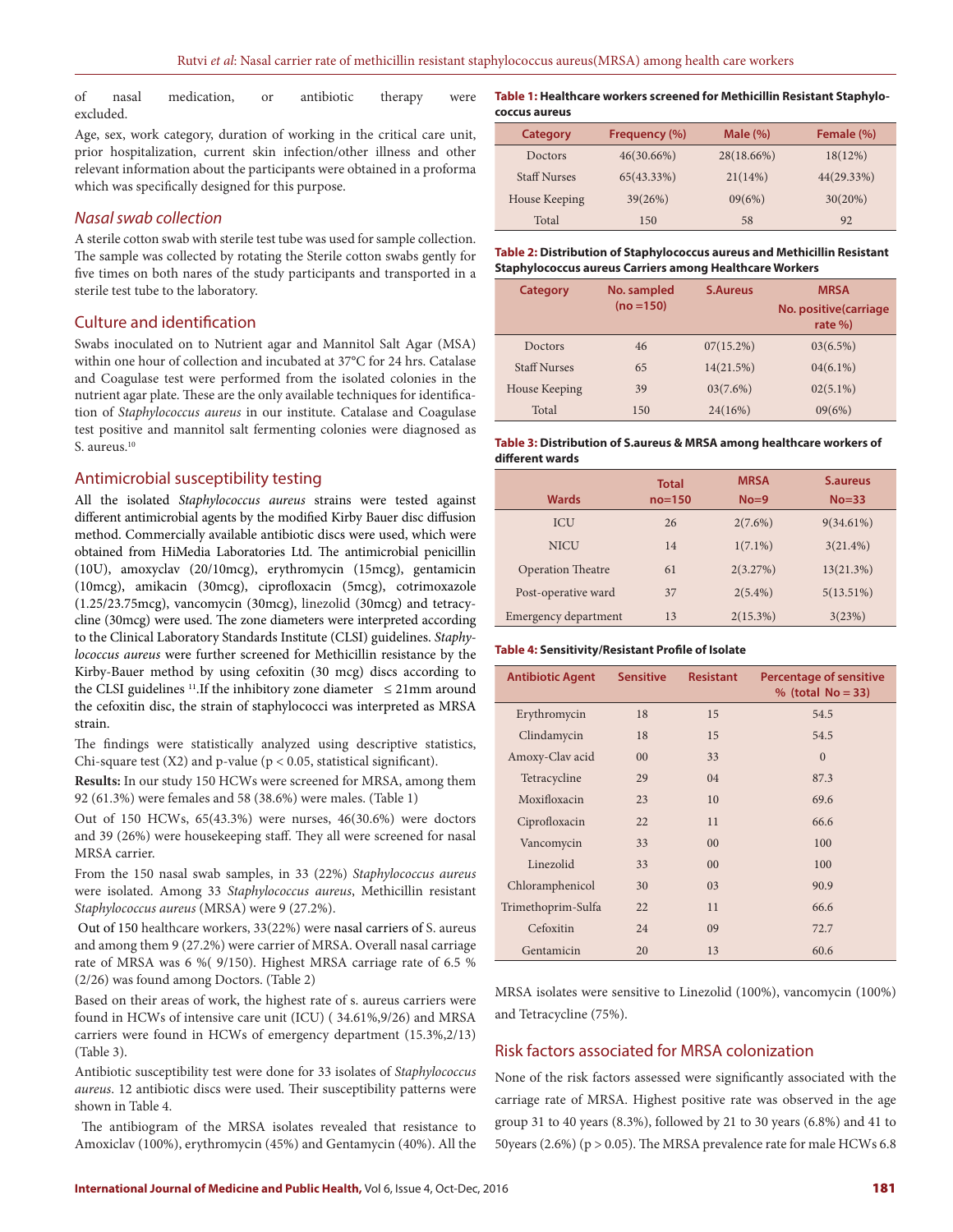of nasal medication, or antibiotic therapy were excluded.

Age, sex, work category, duration of working in the critical care unit, prior hospitalization, current skin infection/other illness and other relevant information about the participants were obtained in a proforma which was specifically designed for this purpose.

### *Nasal swab collection*

A sterile cotton swab with sterile test tube was used for sample collection. The sample was collected by rotating the Sterile cotton swabs gently for five times on both nares of the study participants and transported in a sterile test tube to the laboratory.

### Culture and identification

Swabs inoculated on to Nutrient agar and Mannitol Salt Agar (MSA) within one hour of collection and incubated at 37°C for 24 hrs. Catalase and Coagulase test were performed from the isolated colonies in the nutrient agar plate. These are the only available techniques for identification of *Staphylococcus aureus* in our institute. Catalase and Coagulase test positive and mannitol salt fermenting colonies were diagnosed as S. aureus.[10]

### Antimicrobial susceptibility testing

All the isolated *Staphylococcus aureus* strains were tested against different antimicrobial agents by the modified Kirby Bauer disc diffusion method. Commercially available antibiotic discs were used, which were obtained from HiMedia Laboratories Ltd. The antimicrobial penicillin (10U), amoxyclav (20/10mcg), erythromycin (15mcg), gentamicin (10mcg), amikacin (30mcg), ciprofloxacin (5mcg), cotrimoxazole (1.25/23.75mcg), vancomycin (30mcg), linezolid (30mcg) and tetracycline (30mcg) were used. The zone diameters were interpreted according to the Clinical Laboratory Standards Institute (CLSI) guidelines. *Staphylococcus aureus* were further screened for Methicillin resistance by the Kirby-Bauer method by using cefoxitin (30 mcg) discs according to the CLSI guidelines [11].If the inhibitory zone diameter $\leq$ 21mm around the cefoxitin disc, the strain of staphylococci was interpreted as MRSA strain.

The findings were statistically analyzed using descriptive statistics, Chi-square test ($X2$) and p-value ($p < 0.05$, statistical significant).

**Results:** In our study 150 HCWs were screened for MRSA, among them 92 (61.3%) were females and 58 (38.6%) were males. (Table 1)

Out of 150 HCWs, 65(43.3%) were nurses, 46(30.6%) were doctors and 39 (26%) were housekeeping staff. They all were screened for nasal MRSA carrier.

From the 150 nasal swab samples, in 33 (22%) *Staphylococcus aureus* were isolated. Among 33 *Staphylococcus aureus*, Methicillin resistant *Staphylococcus aureus* (MRSA) were 9 (27.2%).

Out of 150 healthcare workers, 33(22%) were nasal carriers of S. aureus and among them 9 (27.2%) were carrier of MRSA. Overall nasal carriage rate of MRSA was 6 %( 9/150). Highest MRSA carriage rate of 6.5 % (2/26) was found among Doctors. (Table 2)

Based on their areas of work, the highest rate of s. aureus carriers were found in HCWs of intensive care unit (ICU) ( 34.61%,9/26) and MRSA carriers were found in HCWs of emergency department (15.3%,2/13) (Table 3).

Antibiotic susceptibility test were done for 33 isolates of *Staphylococcus aureus*. 12 antibiotic discs were used. Their susceptibility patterns were shown in Table 4.

The antibiogram of the MRSA isolates revealed that resistance to Amoxiclav (100%), erythromycin (45%) and Gentamycin (40%). All the MRSA isolates were sensitive to Linezolid (100%), vancomycin (100%) and Tetracycline (75%).

**Table 1: Healthcare workers screened for Methicillin Resistant Staphylococcus aureus**

| Category | Frequency (%) | Male (%) | Female (%) |
|---|---|---|---|
| Doctors | 46(30.66%) | 28(18.66%) | 18(12%) |
| Staff Nurses | 65(43.33%) | 21(14%) | 44(29.33%) |
| House Keeping | 39(26%) | 09(6%) | 30(20%) |
| Total | 150 | 58 | 92 |

**Table 2: Distribution of Staphylococcus aureus and Methicillin Resistant Staphylococcus aureus Carriers among Healthcare Workers**

| Category | No. sampled (no =150) | S.Aureus | MRSA No. positive(carriage rate %) |
|---|---|---|---|
| Doctors | 46 | 07(15.2%) | 03(6.5%) |
| Staff Nurses | 65 | 14(21.5%) | 04(6.1%) |
| House Keeping | 39 | 03(7.6%) | 02(5.1%) |
| Total | 150 | 24(16%) | 09(6%) |

**Table 3: Distribution of S.aureus & MRSA among healthcare workers of different wards**

| Wards | Total no=150 | MRSA No=9 | S.aureus No=33 |
|---|---|---|---|
| ICU | 26 | 2(7.6%) | 9(34.61%) |
| NICU | 14 | 1(7.1%) | 3(21.4%) |
| Operation Theatre | 61 | 2(3.27%) | 13(21.3%) |
| Post-operative ward | 37 | 2(5.4%) | 5(13.51%) |
| Emergency department | 13 | 2(15.3%) | 3(23%) |

**Table 4: Sensitivity/Resistant Profile of Isolate**

| Antibiotic Agent | Sensitive | Resistant | Percentage of sensitive % (total No = 33) |
|---|---|---|---|
| Erythromycin | 18 | 15 | 54.5 |
| Clindamycin | 18 | 15 | 54.5 |
| Amoxy-Clav acid | 00 | 33 | 0 |
| Tetracycline | 29 | 04 | 87.3 |
| Moxifloxacin | 23 | 10 | 69.6 |
| Ciprofloxacin | 22 | 11 | 66.6 |
| Vancomycin | 33 | 00 | 100 |
| Linezolid | 33 | 00 | 100 |
| Chloramphenicol | 30 | 03 | 90.9 |
| Trimethoprim-Sulfa | 22 | 11 | 66.6 |
| Cefoxitin | 24 | 09 | 72.7 |
| Gentamicin | 20 | 13 | 60.6 |

## Risk factors associated for MRSA colonization

None of the risk factors assessed were significantly associated with the carriage rate of MRSA. Highest positive rate was observed in the age group 31 to 40 years (8.3%), followed by 21 to 30 years (6.8%) and 41 to 50years (2.6%) ($p > 0.05$). The MRSA prevalence rate for male HCWs 6.8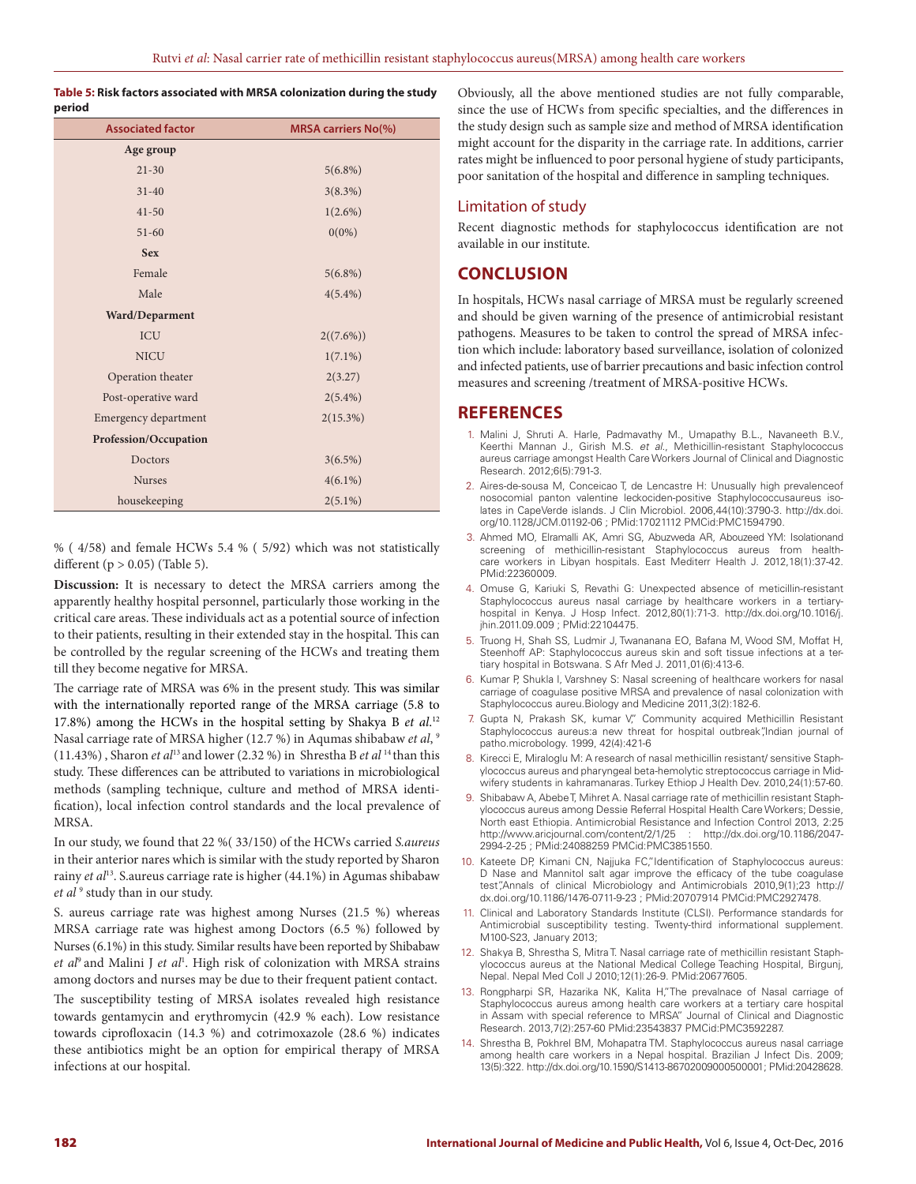**Table 5: Risk factors associated with MRSA colonization during the study period**

| Associated factor | MRSA carriers No(%) |
|---|---|
| **Age group** | |
| 21-30 | 5(6.8%) |
| 31-40 | 3(8.3%) |
| 41-50 | 1(2.6%) |
| 51-60 | 0(0%) |
| **Sex** | |
| Female | 5(6.8%) |
| Male | 4(5.4%) |
| **Ward/Deparment** | |
| ICU | 2((7.6%)) |
| NICU | 1(7.1%) |
| Operation theater | 2(3.27) |
| Post-operative ward | 2(5.4%) |
| Emergency department | 2(15.3%) |
| **Profession/Occupation** | |
| Doctors | 3(6.5%) |
| Nurses | 4(6.1%) |
| housekeeping | 2(5.1%) |

% ( 4/58) and female HCWs 5.4 % ( 5/92) which was not statistically different ($p > 0.05$) (Table 5).

**Discussion:** It is necessary to detect the MRSA carriers among the apparently healthy hospital personnel, particularly those working in the critical care areas. These individuals act as a potential source of infection to their patients, resulting in their extended stay in the hospital. This can be controlled by the regular screening of the HCWs and treating them till they become negative for MRSA.

The carriage rate of MRSA was 6% in the present study. This was similar with the internationally reported range of the MRSA carriage (5.8 to 17.8%) among the HCWs in the hospital setting by Shakya B *et al.*[12] Nasal carriage rate of MRSA higher (12.7 %) in Aqumas shibabaw *et al*, [9] (11.43%) , Sharon *et al*[13] and lower (2.32 %) in Shrestha B *et al* [14] than this study. These differences can be attributed to variations in microbiological methods (sampling technique, culture and method of MRSA identification), local infection control standards and the local prevalence of MRSA.

In our study, we found that 22 %( 33/150) of the HCWs carried *S.aureus* in their anterior nares which is similar with the study reported by Sharon rainy *et al*[13]. S.aureus carriage rate is higher (44.1%) in Agumas shibabaw *et al* [9] study than in our study.

S. aureus carriage rate was highest among Nurses (21.5 %) whereas MRSA carriage rate was highest among Doctors (6.5 %) followed by Nurses (6.1%) in this study. Similar results have been reported by Shibabaw *et al*[9] and Malini J *et al*[1]. High risk of colonization with MRSA strains among doctors and nurses may be due to their frequent patient contact.

The susceptibility testing of MRSA isolates revealed high resistance towards gentamycin and erythromycin (42.9 % each). Low resistance towards ciprofloxacin (14.3 %) and cotrimoxazole (28.6 %) indicates these antibiotics might be an option for empirical therapy of MRSA infections at our hospital.

Obviously, all the above mentioned studies are not fully comparable, since the use of HCWs from specific specialties, and the differences in the study design such as sample size and method of MRSA identification might account for the disparity in the carriage rate. In additions, carrier rates might be influenced to poor personal hygiene of study participants, poor sanitation of the hospital and difference in sampling techniques.

## Limitation of study

Recent diagnostic methods for staphylococcus identification are not available in our institute.

## CONCLUSION

In hospitals, HCWs nasal carriage of MRSA must be regularly screened and should be given warning of the presence of antimicrobial resistant pathogens. Measures to be taken to control the spread of MRSA infection which include: laboratory based surveillance, isolation of colonized and infected patients, use of barrier precautions and basic infection control measures and screening /treatment of MRSA-positive HCWs.

## REFERENCES

1. Malini J, Shruti A. Harle, Padmavathy M., Umapathy B.L., Navaneeth B.V., Keerthi Mannan J., Girish M.S. *et al.*, Methicillin-resistant Staphylococcus aureus carriage amongst Health Care Workers Journal of Clinical and Diagnostic Research. 2012;6(5):791-3.
2. Aires-de-sousa M, Conceicao T, de Lencastre H: Unusually high prevalenceof nosocomial panton valentine leckociden-positive Staphylococcusaureus isolates in CapeVerde islands. J Clin Microbiol. 2006,44(10):3790-3. http://dx.doi.org/10.1128/JCM.01192-06 ; PMid:17021112 PMCid:PMC1594790.
3. Ahmed MO, Elramalli AK, Amri SG, Abuzweda AR, Abouzeed YM: Isolationand screening of methicillin-resistant Staphylococcus aureus from healthcare workers in Libyan hospitals. East Mediterr Health J. 2012,18(1):37-42. PMid:22360009.
4. Omuse G, Kariuki S, Revathi G: Unexpected absence of meticillin-resistant Staphylococcus aureus nasal carriage by healthcare workers in a tertiary-hospital in Kenya. J Hosp Infect. 2012,80(1):71-3. http://dx.doi.org/10.1016/j.jhin.2011.09.009 ; PMid:22104475.
5. Truong H, Shah SS, Ludmir J, Twananana EO, Bafana M, Wood SM, Moffat H, Steenhoff AP: Staphylococcus aureus skin and soft tissue infections at a tertiary hospital in Botswana. S Afr Med J. 2011,01(6):413-6.
6. Kumar P, Shukla I, Varshney S: Nasal screening of healthcare workers for nasal carriage of coagulase positive MRSA and prevalence of nasal colonization with Staphylococcus aureu.Biology and Medicine 2011,3(2):182-6.
7. Gupta N, Prakash SK, kumar V," Community acquired Methicillin Resistant Staphylococcus aureus:a new threat for hospital outbreak",Indian journal of patho.microbology. 1999, 42(4):421-6
8. Kirecci E, Miraloglu M: A research of nasal methicillin resistant/ sensitive Staphylococcus aureus and pharyngeal beta-hemolytic streptococcus carriage in Midwifery students in kahramanaras. Turkey Ethiop J Health Dev. 2010,24(1):57-60.
9. Shibabaw A, Abebe T, Mihret A. Nasal carriage rate of methicillin resistant Staphylococcus aureus among Dessie Referral Hospital Health Care Workers; Dessie, North east Ethiopia. Antimicrobial Resistance and Infection Control 2013, 2:25 http://www.aricjournal.com/content/2/1/25 : http://dx.doi.org/10.1186/2047-2994-2-25 ; PMid:24088259 PMCid:PMC3851550.
10. Kateete DP, Kimani CN, Najjuka FC,"Identification of Staphylococcus aureus: D Nase and Mannitol salt agar improve the efficacy of the tube coagulase test",Annals of clinical Microbiology and Antimicrobials 2010,9(1);23 http://dx.doi.org/10.1186/1476-0711-9-23 ; PMid:20707914 PMCid:PMC2927478.
11. Clinical and Laboratory Standards Institute (CLSI). Performance standards for Antimicrobial susceptibility testing. Twenty-third informational supplement. M100-S23, January 2013;
12. Shakya B, Shrestha S, Mitra T. Nasal carriage rate of methicillin resistant Staphylococcus aureus at the National Medical College Teaching Hospital, Birgunj, Nepal. Nepal Med Coll J 2010;12(1):26-9. PMid:20677605.
13. Rongpharpi SR, Hazarika NK, Kalita H,"The prevalnace of Nasal carriage of Staphylococcus aureus among health care workers at a tertiary care hospital in Assam with special reference to MRSA" Journal of Clinical and Diagnostic Research. 2013,7(2):257-60 PMid:23543837 PMCid:PMC3592287.
14. Shrestha B, Pokhrel BM, Mohapatra TM. Staphylococcus aureus nasal carriage among health care workers in a Nepal hospital. Brazilian J Infect Dis. 2009; 13(5):322. http://dx.doi.org/10.1590/S1413-86702009000500001; PMid:20428628.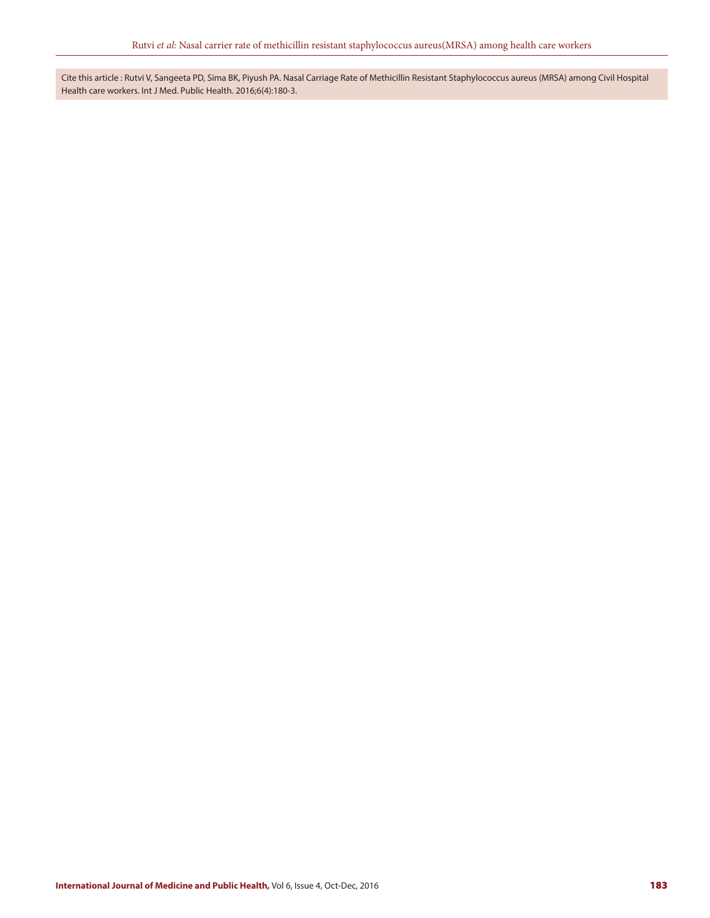Cite this article : Rutvi V, Sangeeta PD, Sima BK, Piyush PA. Nasal Carriage Rate of Methicillin Resistant Staphylococcus aureus (MRSA) among Civil Hospital Health care workers. Int J Med. Public Health. 2016;6(4):180-3.